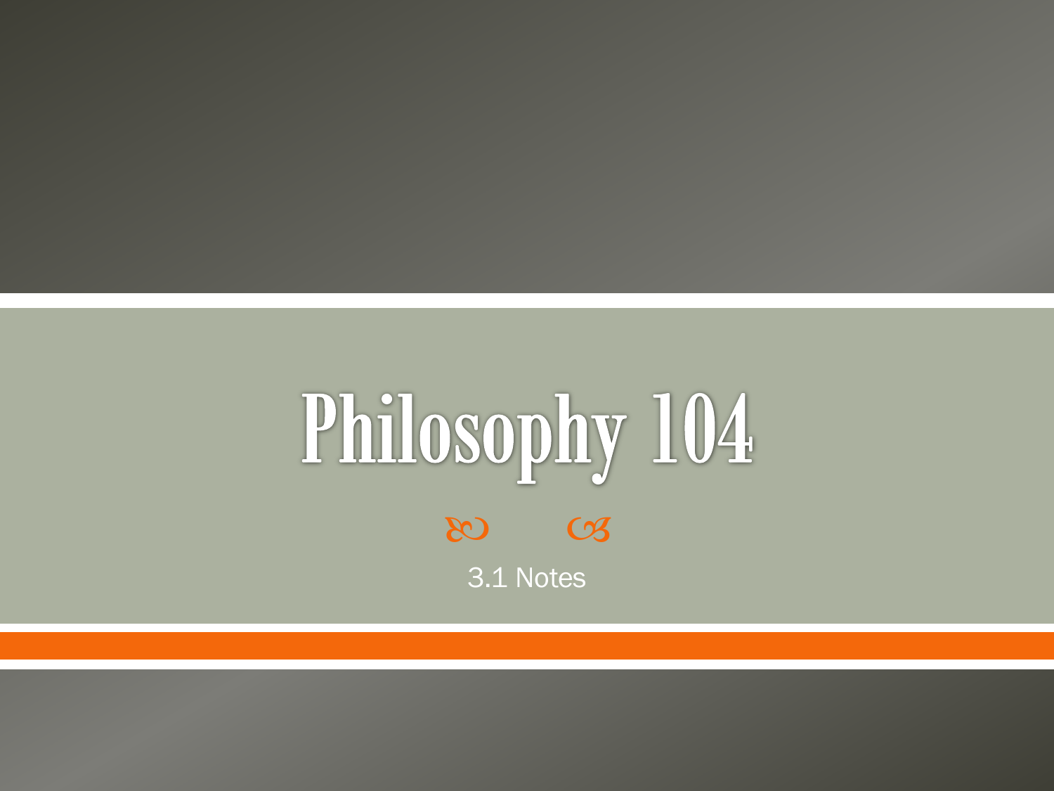# Philosophy 104

3.1 Notes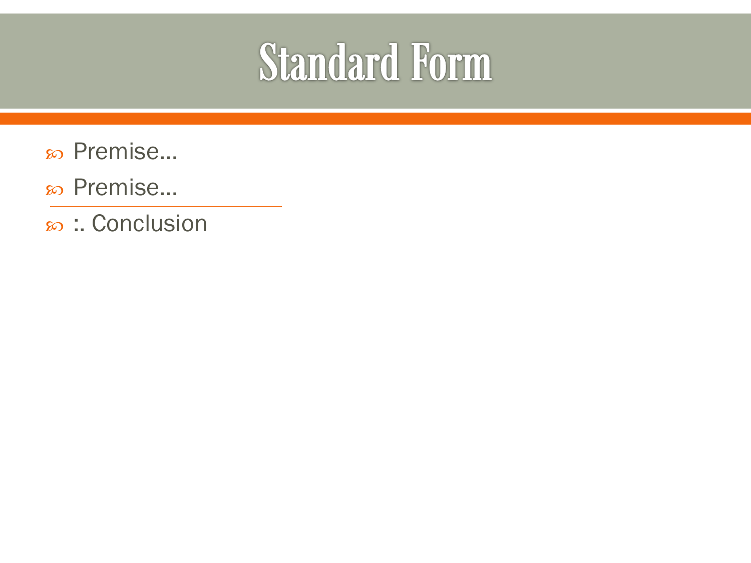# Standard Form

- Premise…
- Premise…

---

- :. Conclusion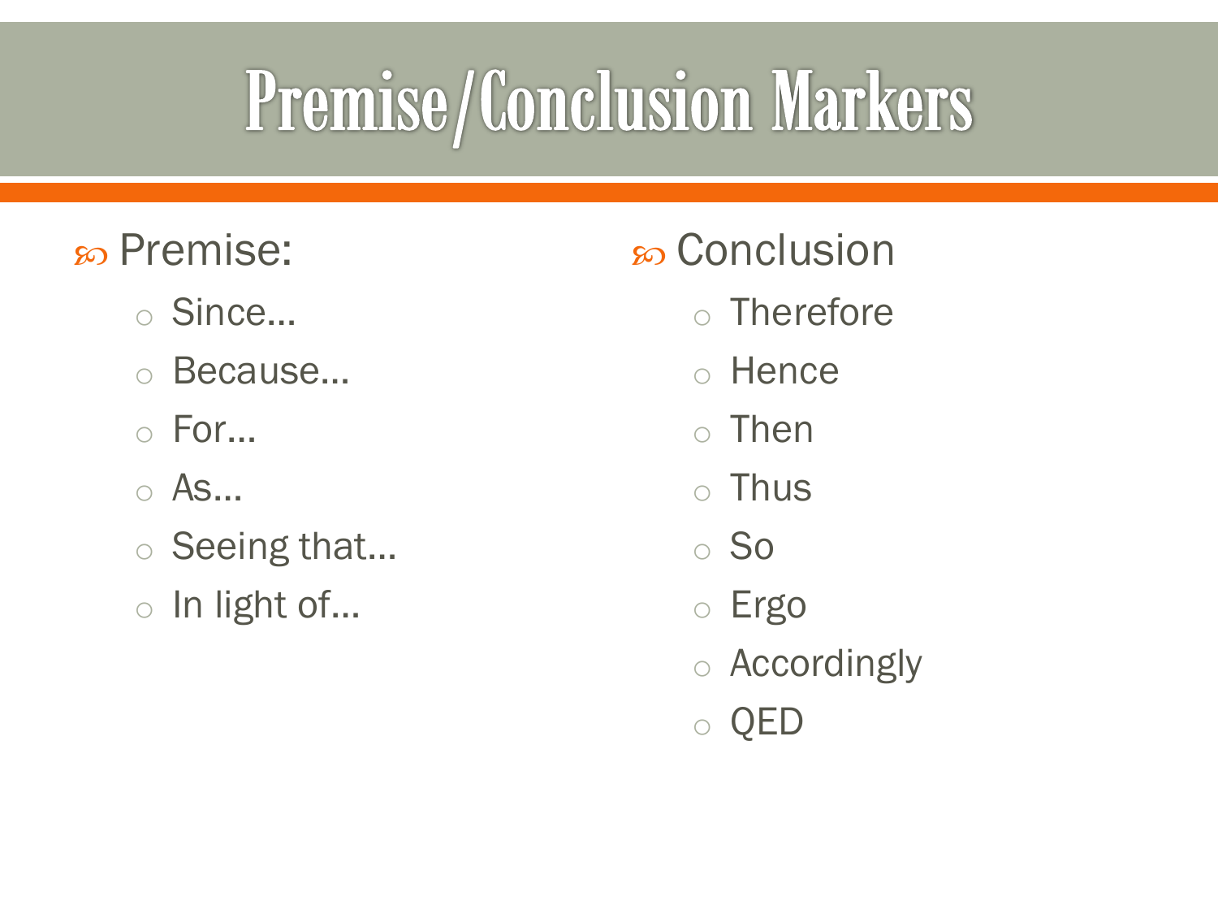# Premise/Conclusion Markers

- Premise:
  - Since…
  - Because…
  - For…
  - As…
  - Seeing that…
  - In light of…

- Conclusion
  - Therefore
  - Hence
  - Then
  - Thus
  - So
  - Ergo
  - Accordingly
  - QED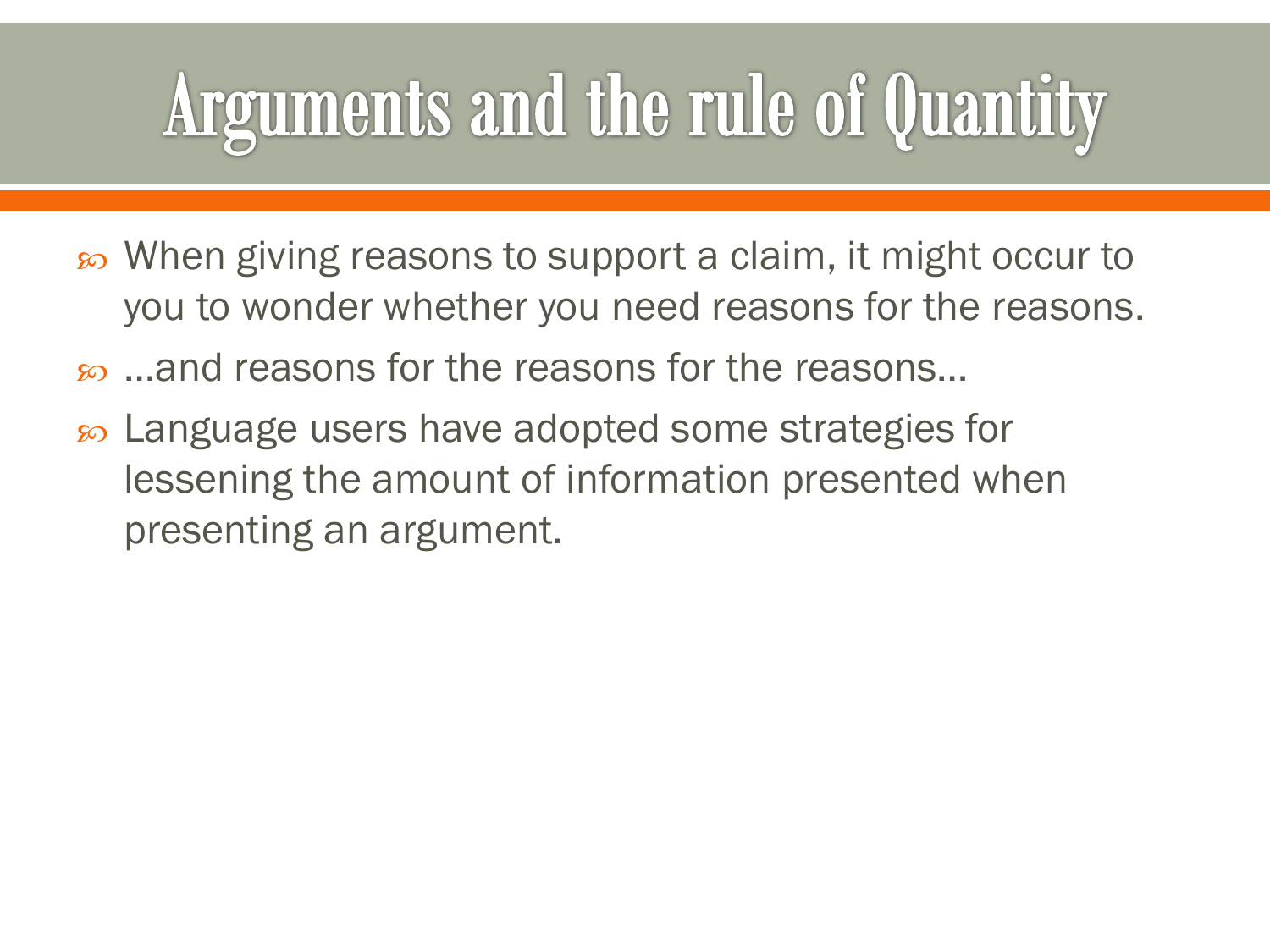# Arguments and the rule of Quantity

- When giving reasons to support a claim, it might occur to you to wonder whether you need reasons for the reasons.
- …and reasons for the reasons for the reasons…
- Language users have adopted some strategies for lessening the amount of information presented when presenting an argument.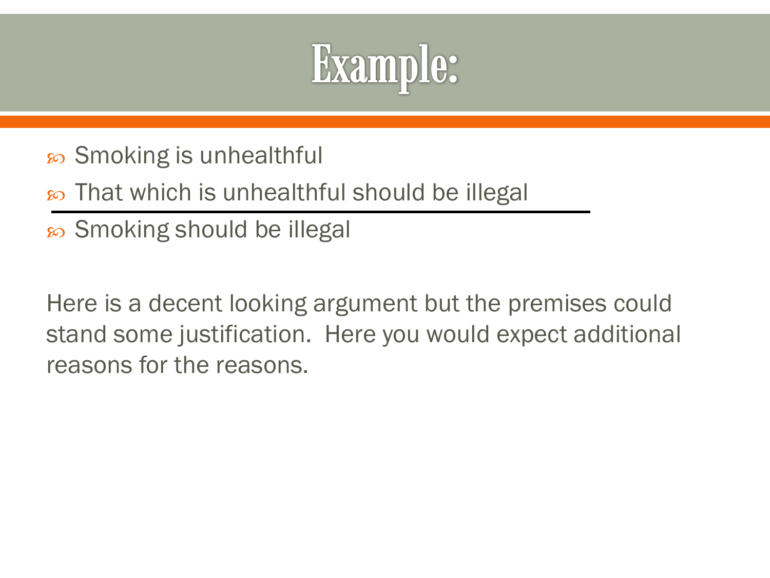# Example:

- Smoking is unhealthful
- That which is unhealthful should be illegal

---

- Smoking should be illegal

Here is a decent looking argument but the premises could stand some justification. Here you would expect additional reasons for the reasons.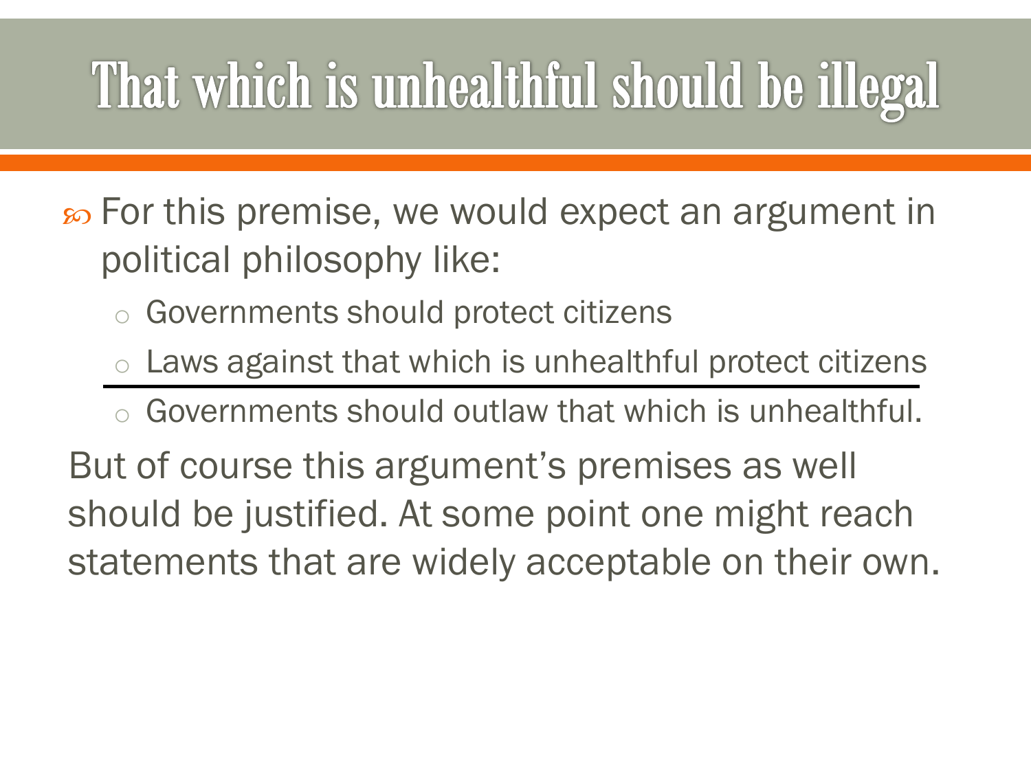# That which is unhealthful should be illegal

- For this premise, we would expect an argument in political philosophy like:
  - Governments should protect citizens
  - Laws against that which is unhealthful protect citizens

  ---

  - Governments should outlaw that which is unhealthful.

But of course this argument's premises as well should be justified. At some point one might reach statements that are widely acceptable on their own.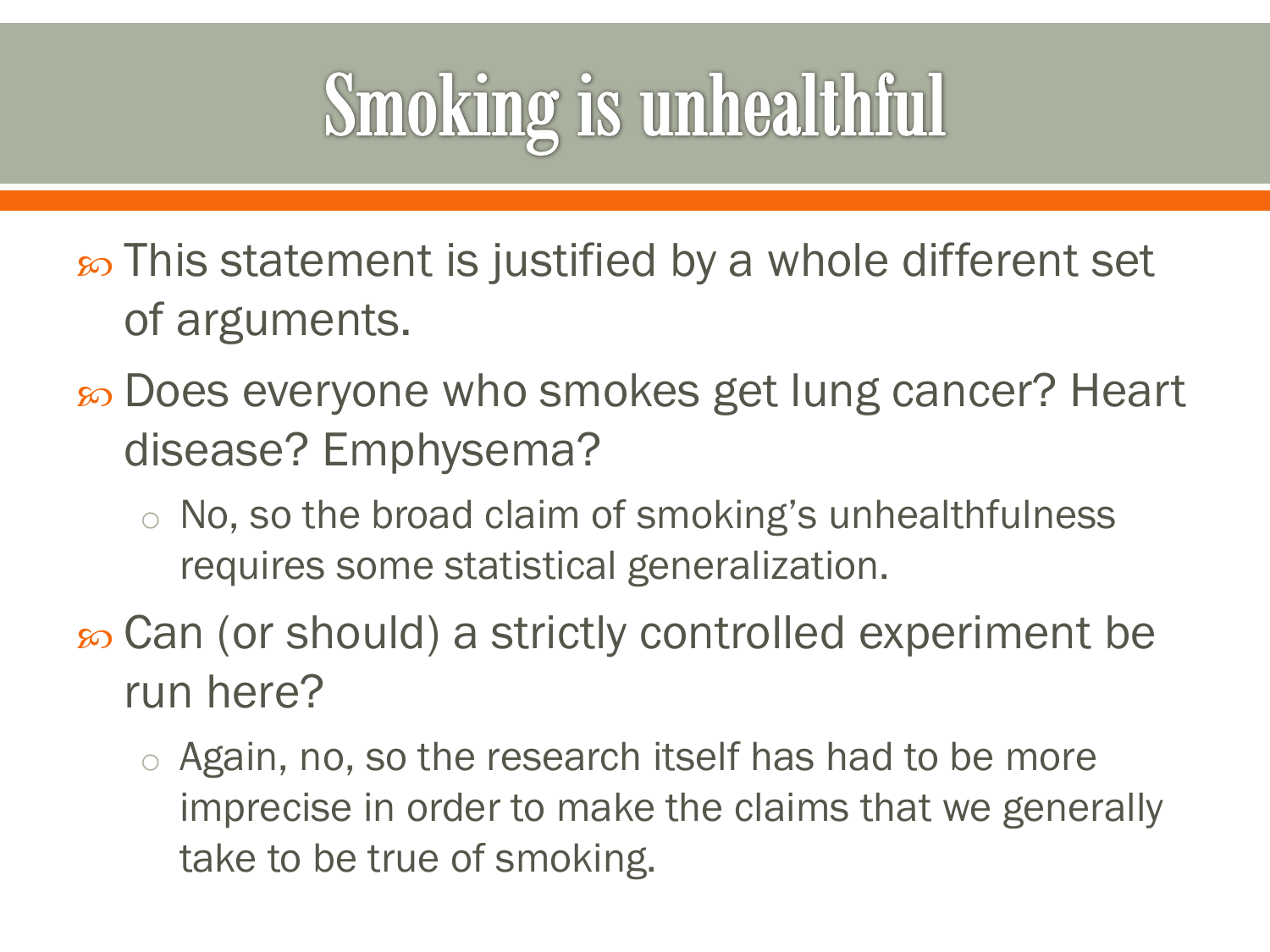# Smoking is unhealthful

- This statement is justified by a whole different set of arguments.
- Does everyone who smokes get lung cancer? Heart disease? Emphysema?
  - No, so the broad claim of smoking's unhealthfulness requires some statistical generalization.
- Can (or should) a strictly controlled experiment be run here?
  - Again, no, so the research itself has had to be more imprecise in order to make the claims that we generally take to be true of smoking.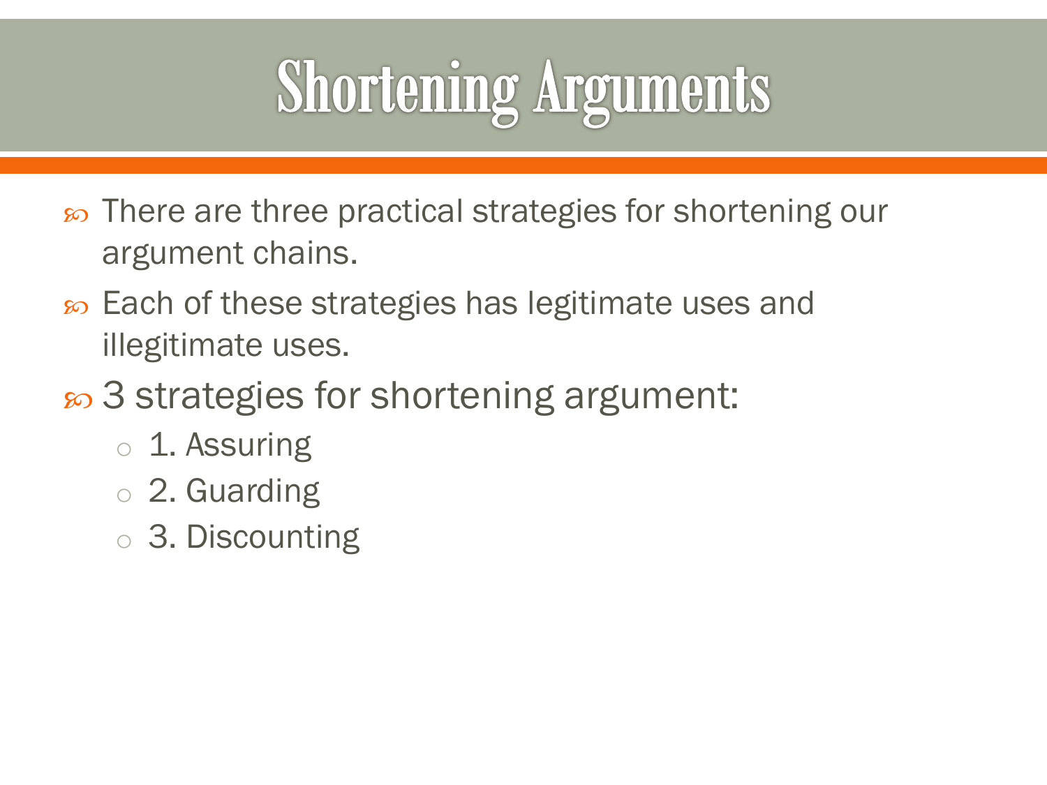# Shortening Arguments

- There are three practical strategies for shortening our argument chains.
- Each of these strategies has legitimate uses and illegitimate uses.
- 3 strategies for shortening argument:
  - 1. Assuring
  - 2. Guarding
  - 3. Discounting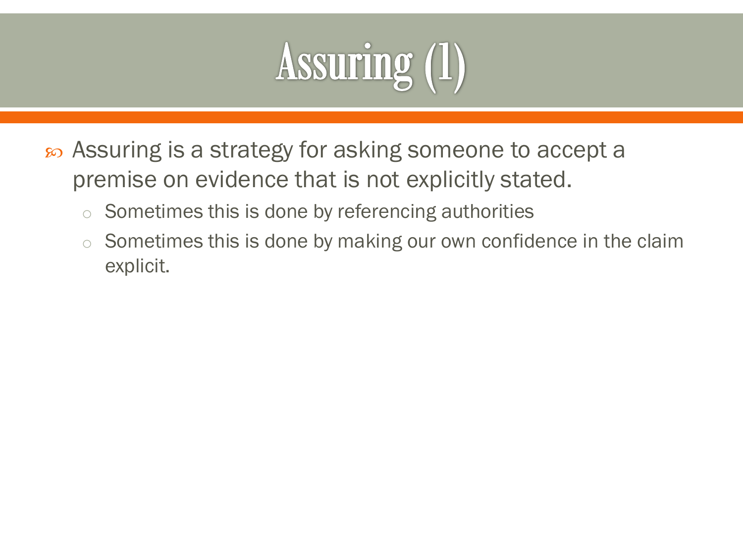# Assuring (1)

- Assuring is a strategy for asking someone to accept a premise on evidence that is not explicitly stated.
    - Sometimes this is done by referencing authorities
    - Sometimes this is done by making our own confidence in the claim explicit.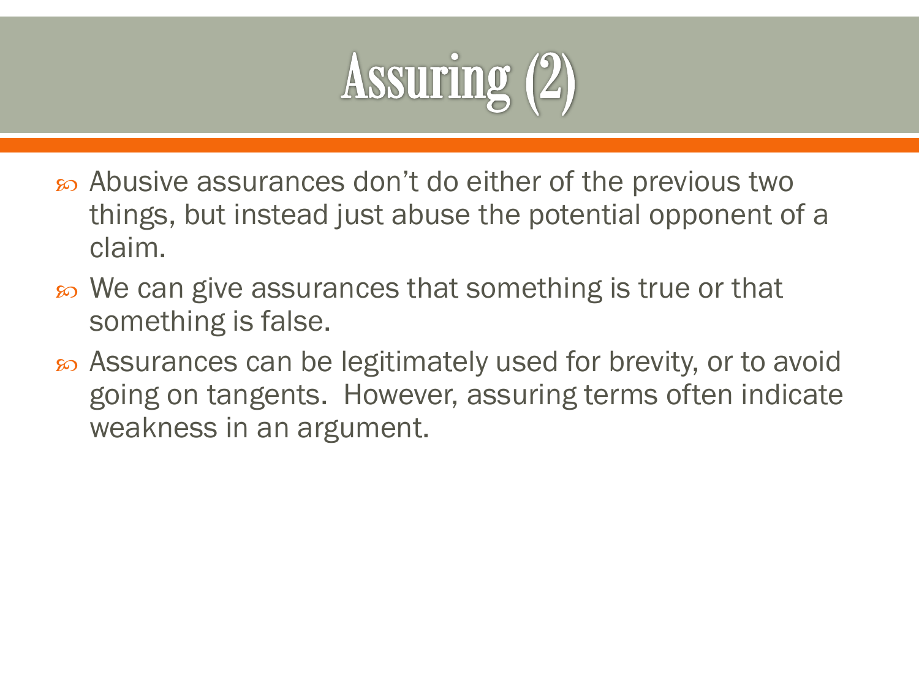# Assuring (2)

- Abusive assurances don't do either of the previous two things, but instead just abuse the potential opponent of a claim.
- We can give assurances that something is true or that something is false.
- Assurances can be legitimately used for brevity, or to avoid going on tangents. However, assuring terms often indicate weakness in an argument.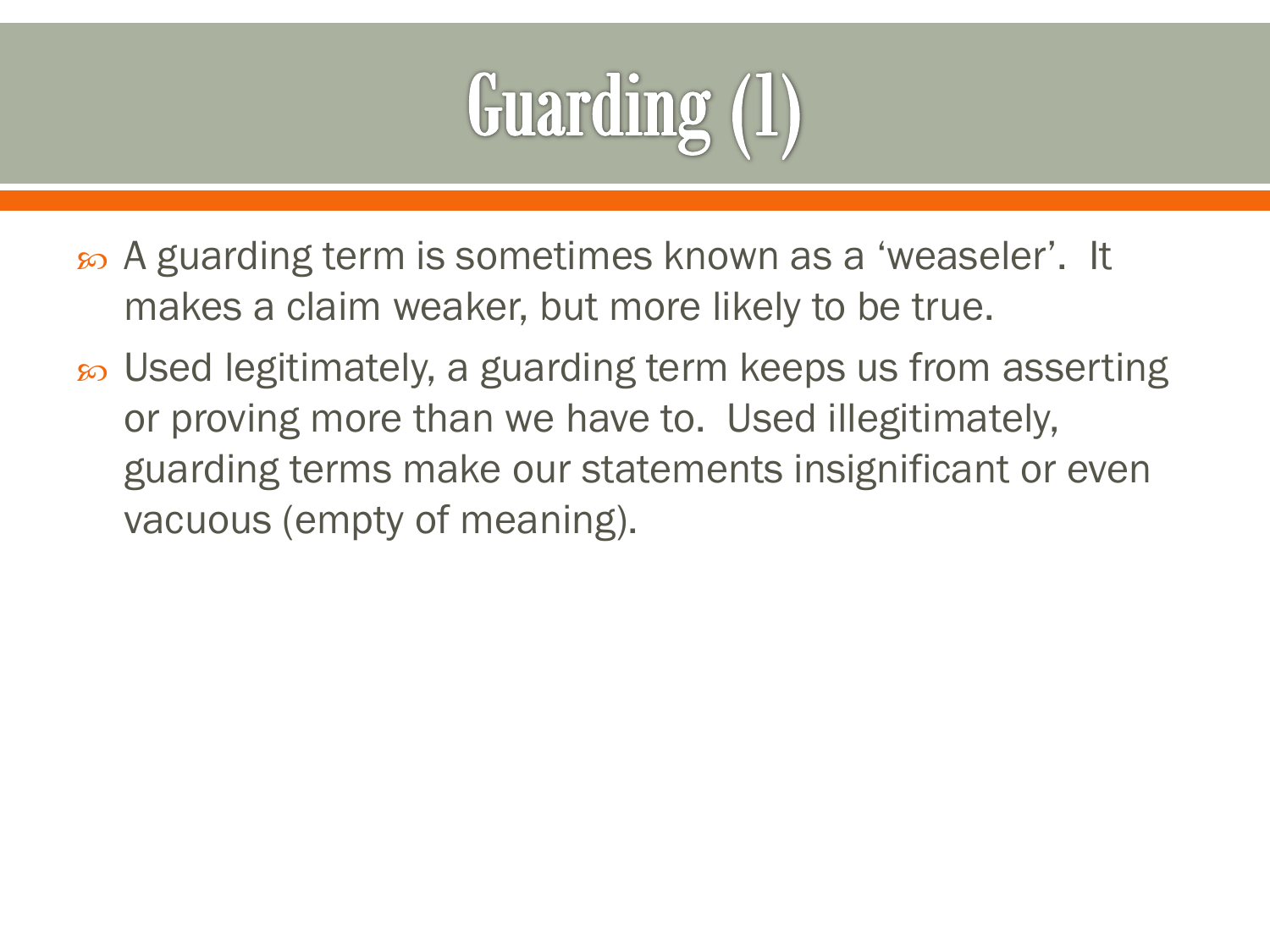# Guarding (1)

- A guarding term is sometimes known as a 'weaseler'. It makes a claim weaker, but more likely to be true.
- Used legitimately, a guarding term keeps us from asserting or proving more than we have to. Used illegitimately, guarding terms make our statements insignificant or even vacuous (empty of meaning).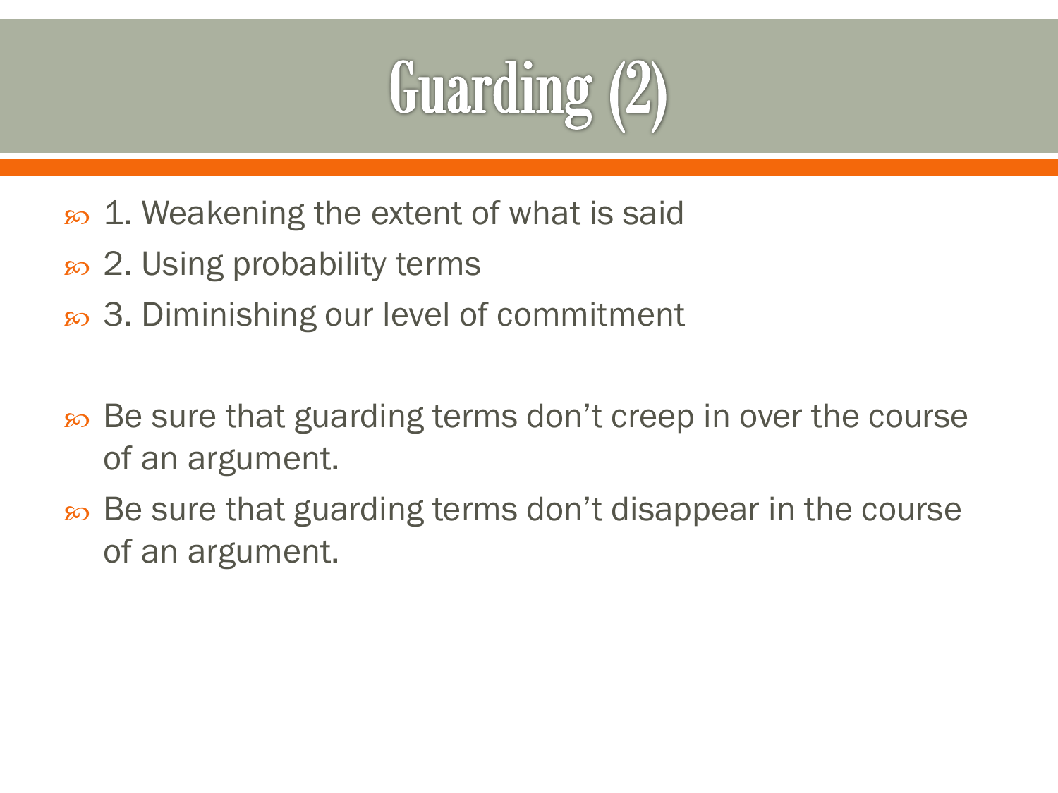# Guarding (2)

- 1. Weakening the extent of what is said
- 2. Using probability terms
- 3. Diminishing our level of commitment

- Be sure that guarding terms don't creep in over the course of an argument.
- Be sure that guarding terms don't disappear in the course of an argument.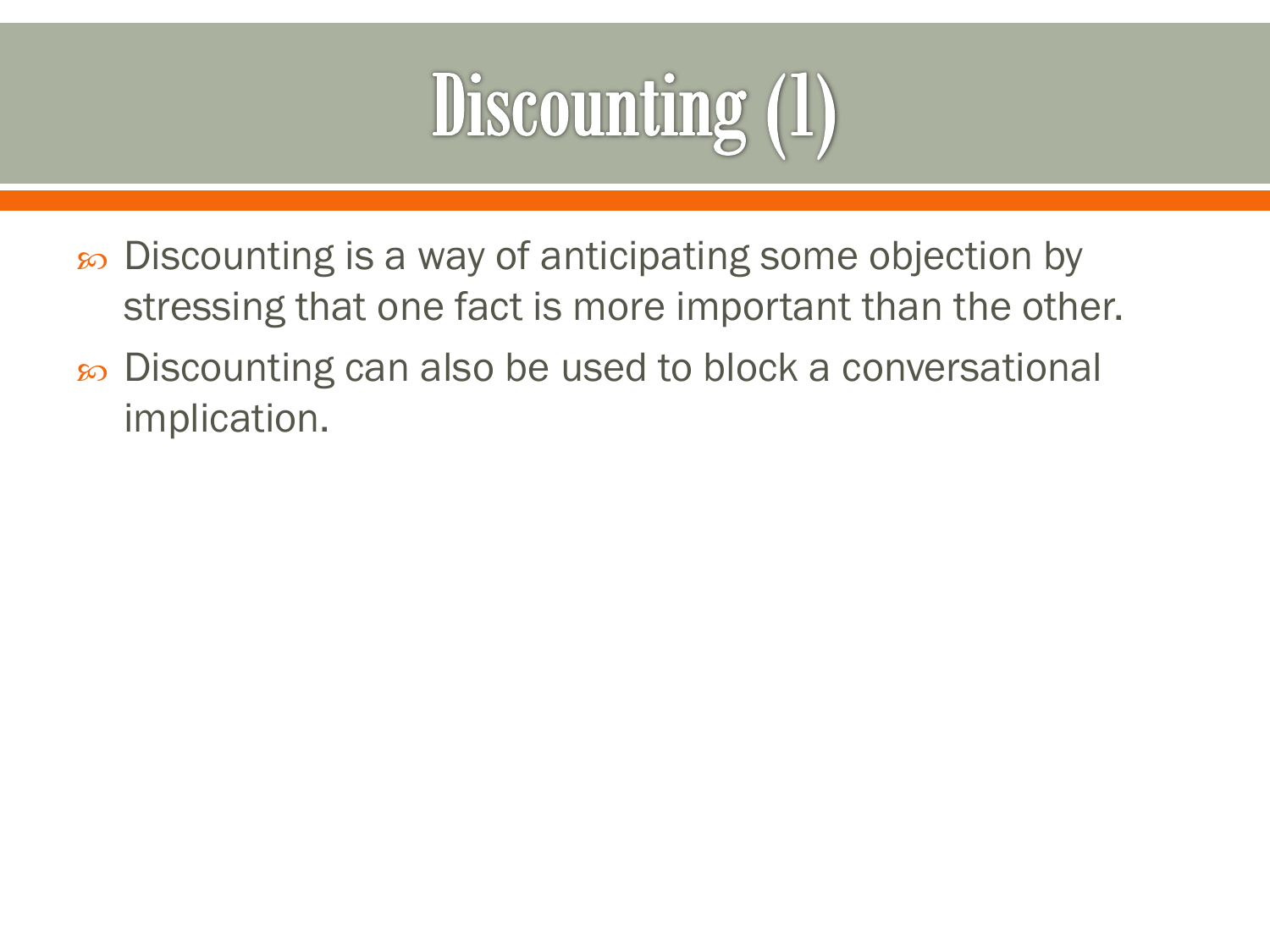# Discounting (1)

- Discounting is a way of anticipating some objection by stressing that one fact is more important than the other.
- Discounting can also be used to block a conversational implication.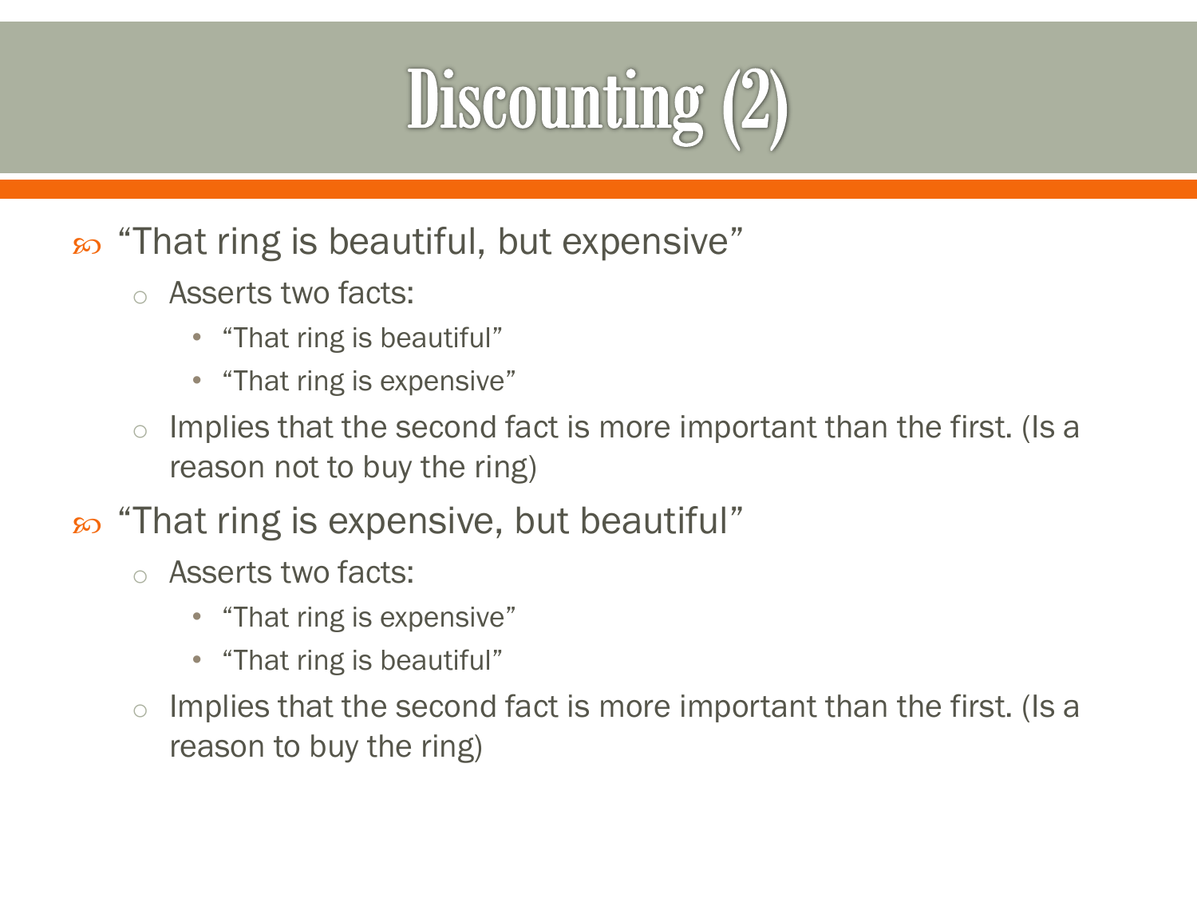# Discounting (2)

- "That ring is beautiful, but expensive"
  - Asserts two facts:
    - "That ring is beautiful"
    - "That ring is expensive"
  - Implies that the second fact is more important than the first. (Is a reason not to buy the ring)
- "That ring is expensive, but beautiful"
  - Asserts two facts:
    - "That ring is expensive"
    - "That ring is beautiful"
  - Implies that the second fact is more important than the first. (Is a reason to buy the ring)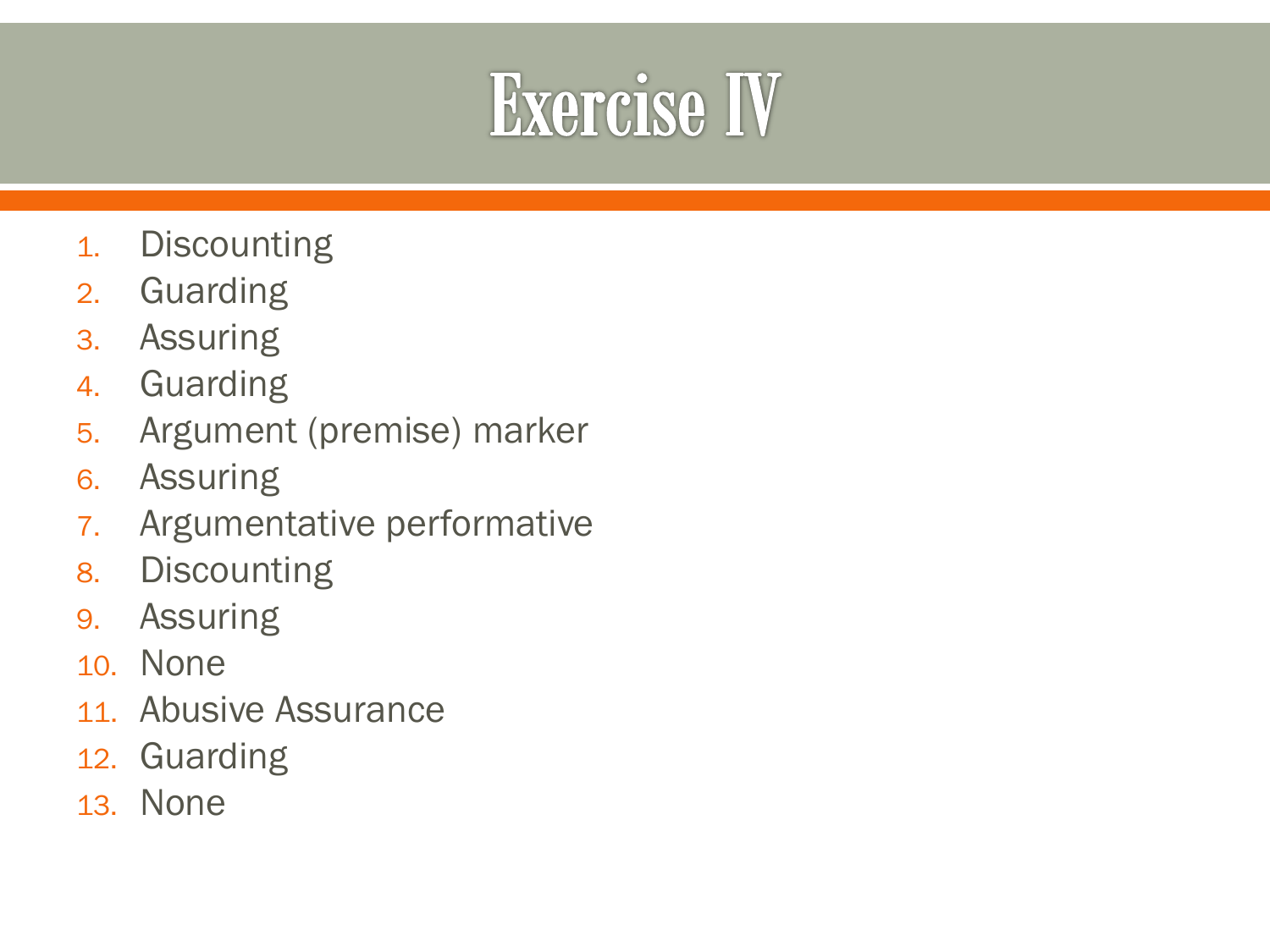# Exercise IV

1. Discounting
2. Guarding
3. Assuring
4. Guarding
5. Argument (premise) marker
6. Assuring
7. Argumentative performative
8. Discounting
9. Assuring
10. None
11. Abusive Assurance
12. Guarding
13. None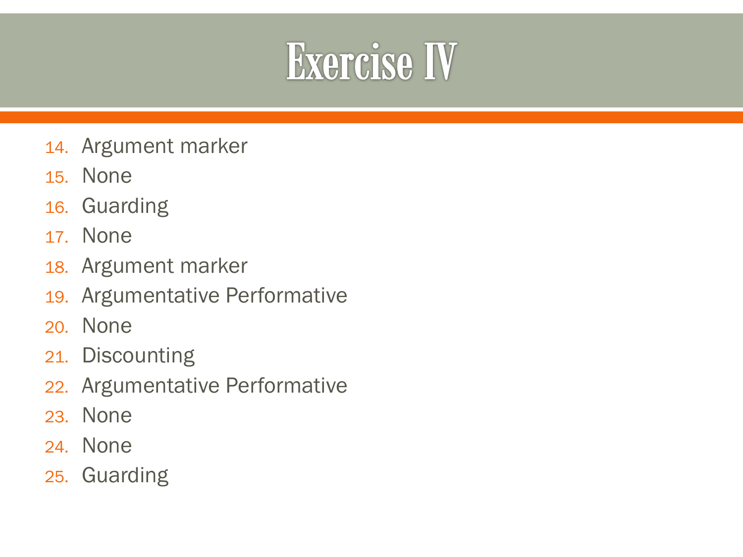# Exercise IV

14. Argument marker
15. None
16. Guarding
17. None
18. Argument marker
19. Argumentative Performative
20. None
21. Discounting
22. Argumentative Performative
23. None
24. None
25. Guarding